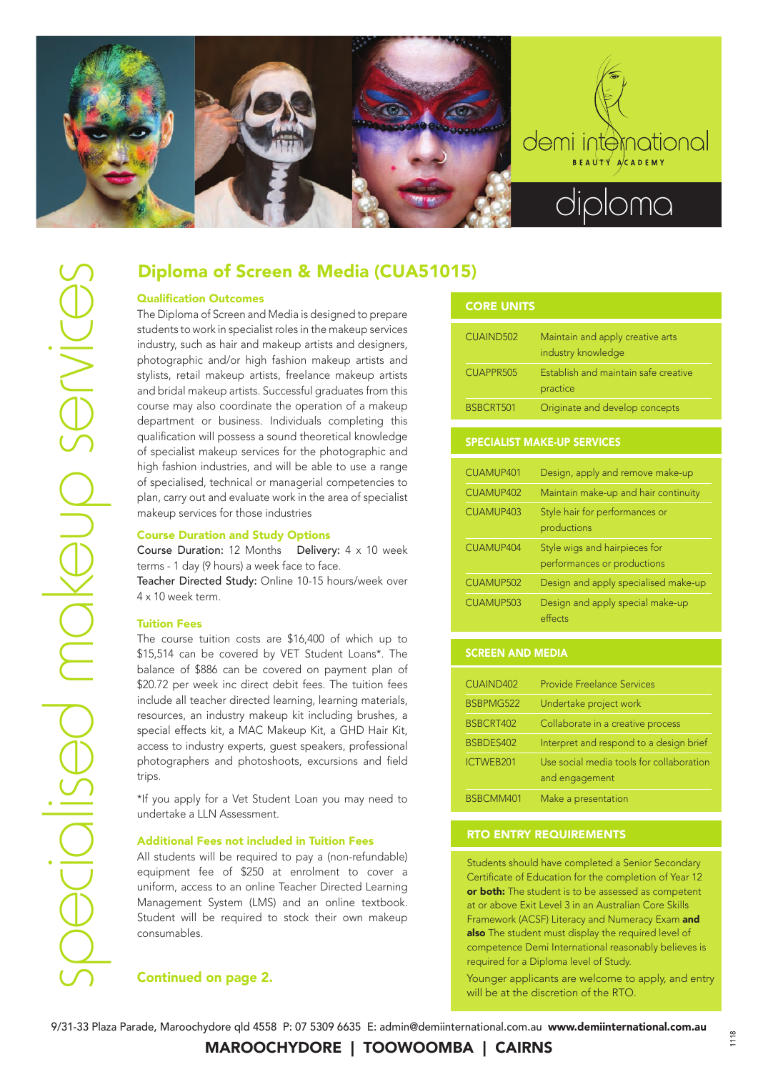demi international BEAUTY ACADEMY

diploma

specialised makeup services

# Diploma of Screen & Media (CUA51015)

### Qualification Outcomes

The Diploma of Screen and Media is designed to prepare students to work in specialist roles in the makeup services industry, such as hair and makeup artists and designers, photographic and/or high fashion makeup artists and stylists, retail makeup artists, freelance makeup artists and bridal makeup artists. Successful graduates from this course may also coordinate the operation of a makeup department or business. Individuals completing this qualification will possess a sound theoretical knowledge of specialist makeup services for the photographic and high fashion industries, and will be able to use a range of specialised, technical or managerial competencies to plan, carry out and evaluate work in the area of specialist makeup services for those industries

### Course Duration and Study Options

Course Duration: 12 Months Delivery: 4 x 10 week terms - 1 day (9 hours) a week face to face.
Teacher Directed Study: Online 10-15 hours/week over 4 x 10 week term.

### Tuition Fees

The course tuition costs are $16,400 of which up to $15,514 can be covered by VET Student Loans*. The balance of $886 can be covered on payment plan of $20.72 per week inc direct debit fees. The tuition fees include all teacher directed learning, learning materials, resources, an industry makeup kit including brushes, a special effects kit, a MAC Makeup Kit, a GHD Hair Kit, access to industry experts, guest speakers, professional photographers and photoshoots, excursions and field trips.

*If you apply for a Vet Student Loan you may need to undertake a LLN Assessment.

### Additional Fees not included in Tuition Fees

All students will be required to pay a (non-refundable) equipment fee of $250 at enrolment to cover a uniform, access to an online Teacher Directed Learning Management System (LMS) and an online textbook. Student will be required to stock their own makeup consumables.

**Continued on page 2.**

### CORE UNITS

| | |
|---|---|
| CUAIND502 | Maintain and apply creative arts industry knowledge |
| CUAPPR505 | Establish and maintain safe creative practice |
| BSBCRT501 | Originate and develop concepts |

### SPECIALIST MAKE-UP SERVICES

| | |
|---|---|
| CUAMUP401 | Design, apply and remove make-up |
| CUAMUP402 | Maintain make-up and hair continuity |
| CUAMUP403 | Style hair for performances or productions |
| CUAMUP404 | Style wigs and hairpieces for performances or productions |
| CUAMUP502 | Design and apply specialised make-up |
| CUAMUP503 | Design and apply special make-up effects |

### SCREEN AND MEDIA

| | |
|---|---|
| CUAIND402 | Provide Freelance Services |
| BSBPMG522 | Undertake project work |
| BSBCRT402 | Collaborate in a creative process |
| BSBDES402 | Interpret and respond to a design brief |
| ICTWEB201 | Use social media tools for collaboration and engagement |
| BSBCMM401 | Make a presentation |

### RTO ENTRY REQUIREMENTS

Students should have completed a Senior Secondary Certificate of Education for the completion of Year 12 **or both:** The student is to be assessed as competent at or above Exit Level 3 in an Australian Core Skills Framework (ACSF) Literacy and Numeracy Exam **and also** The student must display the required level of competence Demi International reasonably believes is required for a Diploma level of Study.

Younger applicants are welcome to apply, and entry will be at the discretion of the RTO.

9/31-33 Plaza Parade, Maroochydore qld 4558 P: 07 5309 6635 E: admin@demiinternational.com.au **www.demiinternational.com.au**

**MAROOCHYDORE | TOOWOOMBA | CAIRNS**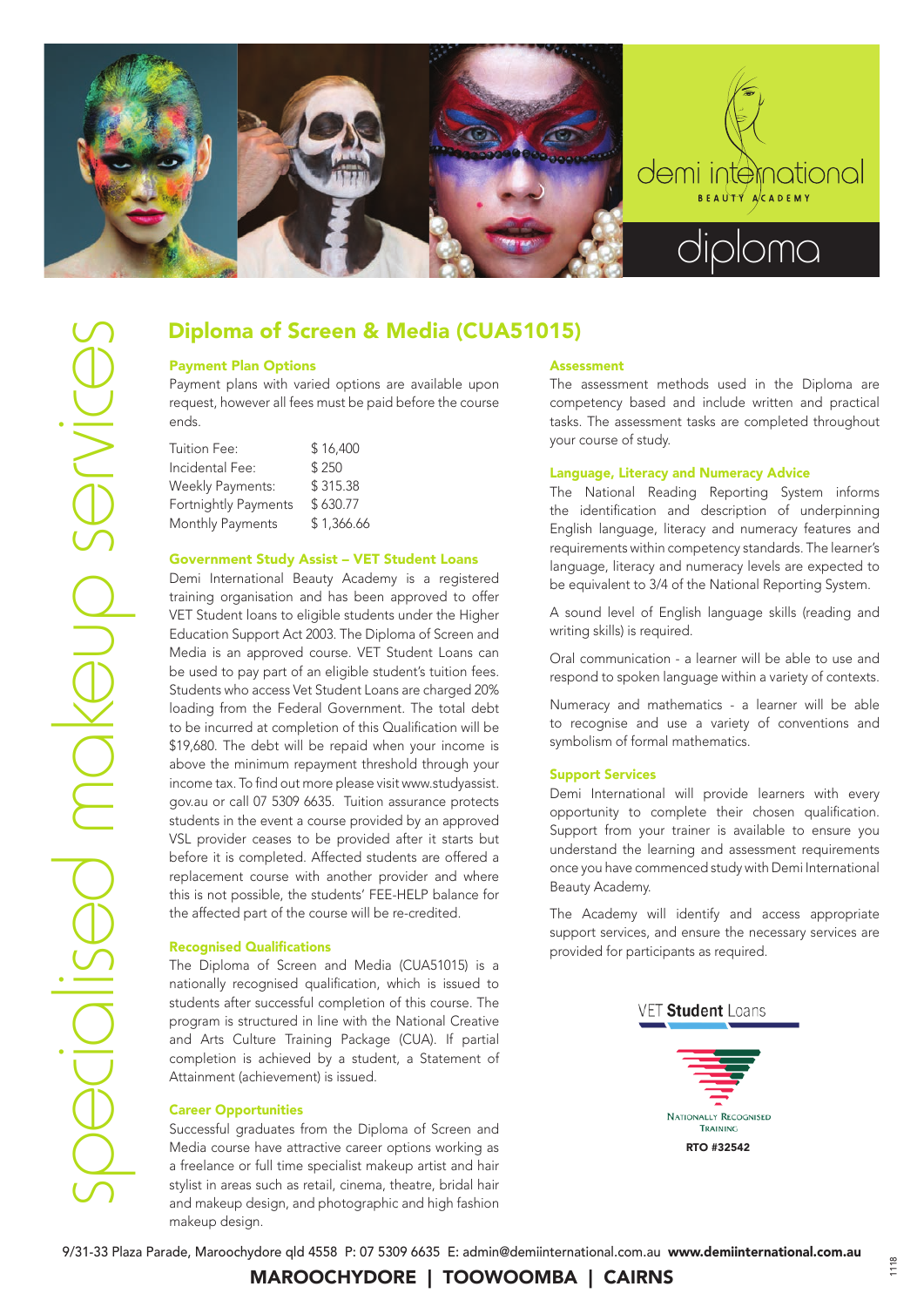demi international
BEAUTY ACADEMY

diploma

specialised makeup services

# Diploma of Screen & Media (CUA51015)

### Payment Plan Options

Payment plans with varied options are available upon request, however all fees must be paid before the course ends.

| | |
|---|---|
| Tuition Fee: | $ 16,400 |
| Incidental Fee: | $ 250 |
| Weekly Payments: | $ 315.38 |
| Fortnightly Payments | $ 630.77 |
| Monthly Payments | $ 1,366.66 |

### Government Study Assist – VET Student Loans

Demi International Beauty Academy is a registered training organisation and has been approved to offer VET Student loans to eligible students under the Higher Education Support Act 2003. The Diploma of Screen and Media is an approved course. VET Student Loans can be used to pay part of an eligible student's tuition fees. Students who access Vet Student Loans are charged 20% loading from the Federal Government. The total debt to be incurred at completion of this Qualification will be $19,680. The debt will be repaid when your income is above the minimum repayment threshold through your income tax. To find out more please visit www.studyassist.gov.au or call 07 5309 6635. Tuition assurance protects students in the event a course provided by an approved VSL provider ceases to be provided after it starts but before it is completed. Affected students are offered a replacement course with another provider and where this is not possible, the students' FEE-HELP balance for the affected part of the course will be re-credited.

### Recognised Qualifications

The Diploma of Screen and Media (CUA51015) is a nationally recognised qualification, which is issued to students after successful completion of this course. The program is structured in line with the National Creative and Arts Culture Training Package (CUA). If partial completion is achieved by a student, a Statement of Attainment (achievement) is issued.

### Career Opportunities

Successful graduates from the Diploma of Screen and Media course have attractive career options working as a freelance or full time specialist makeup artist and hair stylist in areas such as retail, cinema, theatre, bridal hair and makeup design, and photographic and high fashion makeup design.

### Assessment

The assessment methods used in the Diploma are competency based and include written and practical tasks. The assessment tasks are completed throughout your course of study.

### Language, Literacy and Numeracy Advice

The National Reading Reporting System informs the identification and description of underpinning English language, literacy and numeracy features and requirements within competency standards. The learner's language, literacy and numeracy levels are expected to be equivalent to 3/4 of the National Reporting System.

A sound level of English language skills (reading and writing skills) is required.

Oral communication - a learner will be able to use and respond to spoken language within a variety of contexts.

Numeracy and mathematics - a learner will be able to recognise and use a variety of conventions and symbolism of formal mathematics.

### Support Services

Demi International will provide learners with every opportunity to complete their chosen qualification. Support from your trainer is available to ensure you understand the learning and assessment requirements once you have commenced study with Demi International Beauty Academy.

The Academy will identify and access appropriate support services, and ensure the necessary services are provided for participants as required.

VET **Student** Loans

NATIONALLY RECOGNISED TRAINING

**RTO #32542**

9/31-33 Plaza Parade, Maroochydore qld 4558 P: 07 5309 6635 E: admin@demiinternational.com.au **www.demiinternational.com.au**

**MAROOCHYDORE | TOOWOOMBA | CAIRNS**

1118